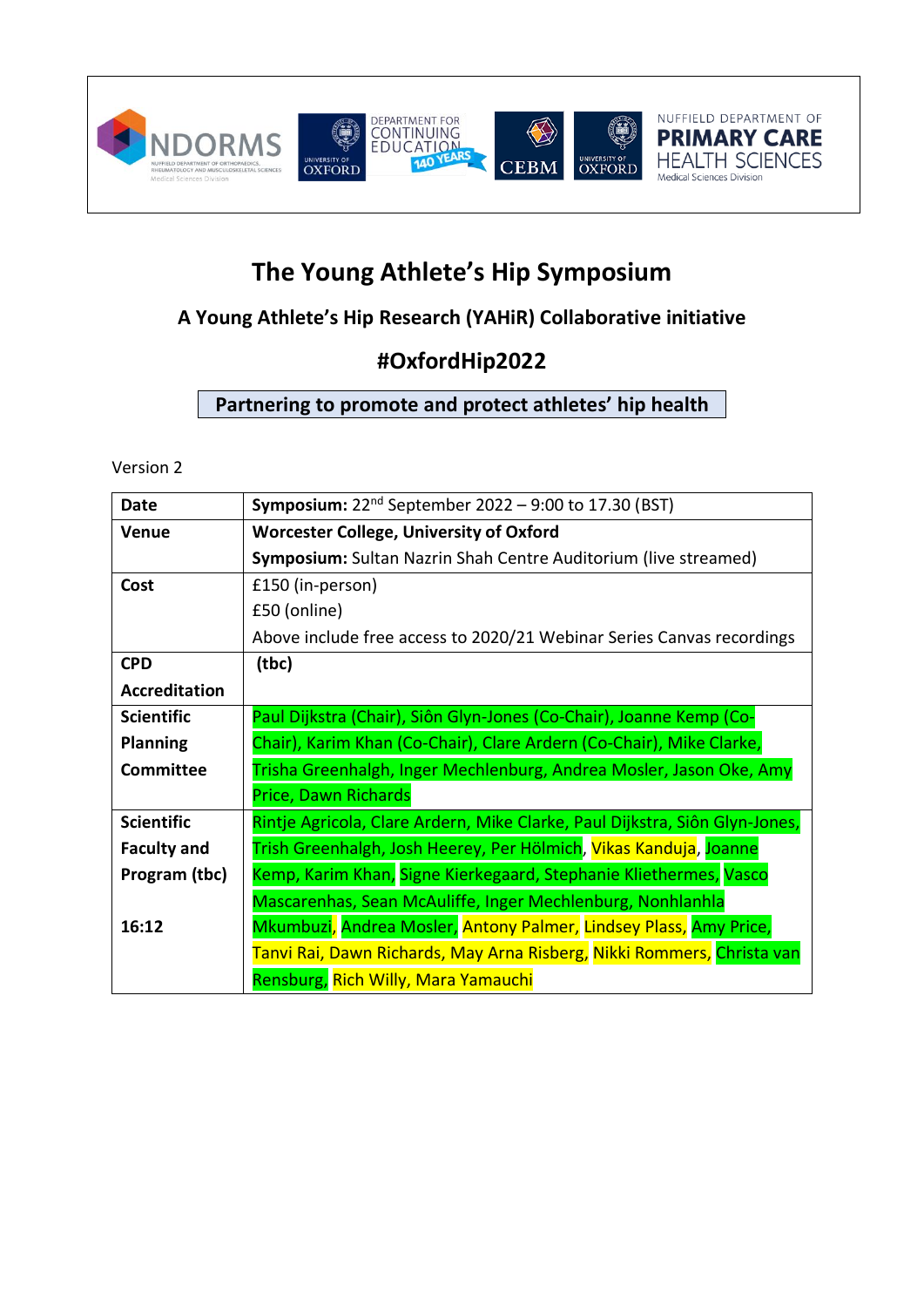# The Young Athlete's Hip Symposium

## A Young Athlete's Hip Research (YAHiR) Collaborative initiative

## #OxfordHip2022

**Partnering to promote and protect athletes' hip health**

Version 2

| **Date** | **Symposium:** 22nd September 2022 – 9:00 to 17.30 (BST) |
|---|---|
| **Venue** | **Worcester College, University of Oxford**<br>**Symposium:** Sultan Nazrin Shah Centre Auditorium (live streamed) |
| **Cost** | £150 (in-person)<br>£50 (online)<br>Above include free access to 2020/21 Webinar Series Canvas recordings |
| **CPD Accreditation** | **(tbc)** |
| **Scientific Planning Committee** | Paul Dijkstra (Chair), Siôn Glyn-Jones (Co-Chair), Joanne Kemp (Co-Chair), Karim Khan (Co-Chair), Clare Ardern (Co-Chair), Mike Clarke, Trisha Greenhalgh, Inger Mechlenburg, Andrea Mosler, Jason Oke, Amy Price, Dawn Richards |
| **Scientific Faculty and Program (tbc)**<br><br>**16:12** | Rintje Agricola, Clare Ardern, Mike Clarke, Paul Dijkstra, Siôn Glyn-Jones, Trish Greenhalgh, Josh Heerey, Per Hölmich, Vikas Kanduja, Joanne Kemp, Karim Khan, Signe Kierkegaard, Stephanie Kliethermes, Vasco Mascarenhas, Sean McAuliffe, Inger Mechlenburg, Nonhlanhla Mkumbuzi, Andrea Mosler, Antony Palmer, Lindsey Plass, Amy Price, Tanvi Rai, Dawn Richards, May Arna Risberg, Nikki Rommers, Christa van Rensburg, Rich Willy, Mara Yamauchi |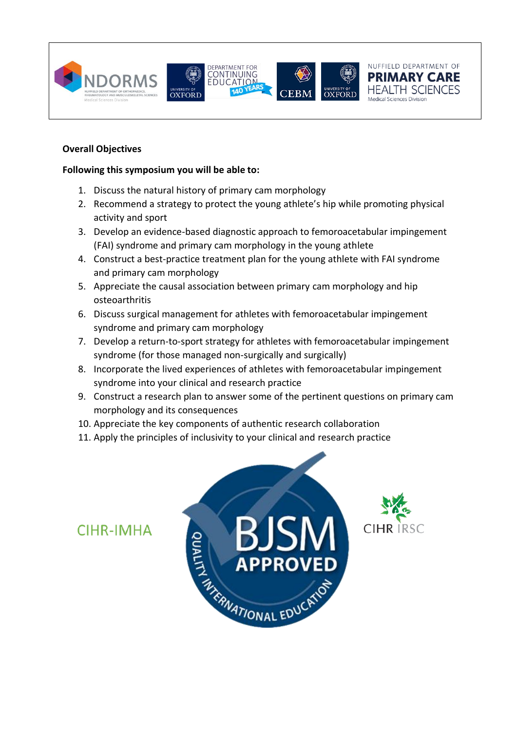**Overall Objectives**

**Following this symposium you will be able to:**

1. Discuss the natural history of primary cam morphology
2. Recommend a strategy to protect the young athlete's hip while promoting physical activity and sport
3. Develop an evidence-based diagnostic approach to femoroacetabular impingement (FAI) syndrome and primary cam morphology in the young athlete
4. Construct a best-practice treatment plan for the young athlete with FAI syndrome and primary cam morphology
5. Appreciate the causal association between primary cam morphology and hip osteoarthritis
6. Discuss surgical management for athletes with femoroacetabular impingement syndrome and primary cam morphology
7. Develop a return-to-sport strategy for athletes with femoroacetabular impingement syndrome (for those managed non-surgically and surgically)
8. Incorporate the lived experiences of athletes with femoroacetabular impingement syndrome into your clinical and research practice
9. Construct a research plan to answer some of the pertinent questions on primary cam morphology and its consequences
10. Appreciate the key components of authentic research collaboration
11. Apply the principles of inclusivity to your clinical and research practice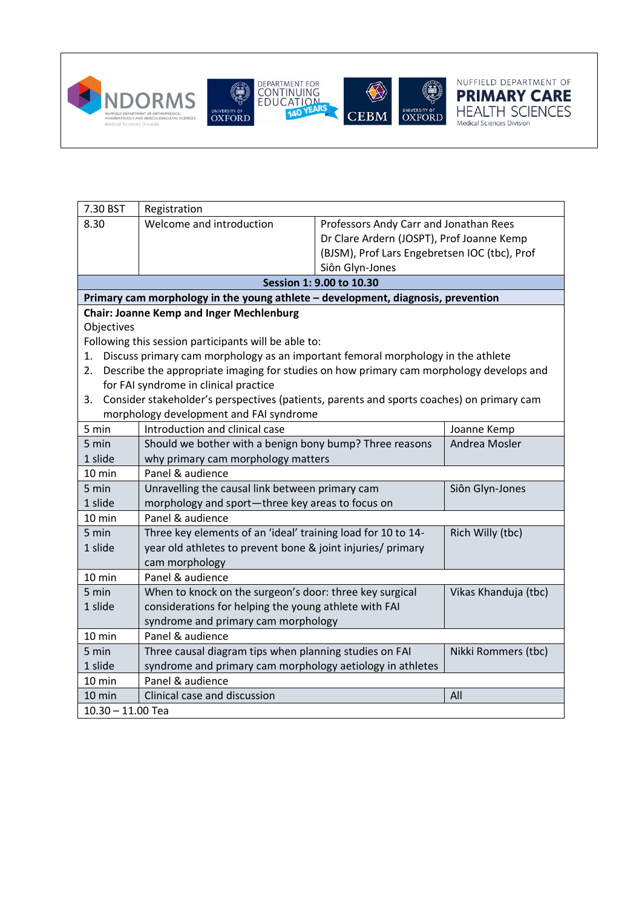| | | |
|---|---|---|
| 7.30 BST | Registration | |
| 8.30 | Welcome and introduction | Professors Andy Carr and Jonathan Rees Dr Clare Ardern (JOSPT), Prof Joanne Kemp (BJSM), Prof Lars Engebretsen IOC (tbc), Prof Siôn Glyn-Jones |
| **Session 1: 9.00 to 10.30** | | |
| **Primary cam morphology in the young athlete – development, diagnosis, prevention** | | |
| **Chair: Joanne Kemp and Inger Mechlenburg**<br>Objectives<br>Following this session participants will be able to:<br>1. Discuss primary cam morphology as an important femoral morphology in the athlete<br>2. Describe the appropriate imaging for studies on how primary cam morphology develops and for FAI syndrome in clinical practice<br>3. Consider stakeholder's perspectives (patients, parents and sports coaches) on primary cam morphology development and FAI syndrome | | |
| 5 min | Introduction and clinical case | Joanne Kemp |
| 5 min<br>1 slide | Should we bother with a benign bony bump? Three reasons why primary cam morphology matters | Andrea Mosler |
| 10 min | Panel & audience | |
| 5 min<br>1 slide | Unravelling the causal link between primary cam morphology and sport—three key areas to focus on | Siôn Glyn-Jones |
| 10 min | Panel & audience | |
| 5 min<br>1 slide | Three key elements of an 'ideal' training load for 10 to 14-year old athletes to prevent bone & joint injuries/ primary cam morphology | Rich Willy (tbc) |
| 10 min | Panel & audience | |
| 5 min<br>1 slide | When to knock on the surgeon's door: three key surgical considerations for helping the young athlete with FAI syndrome and primary cam morphology | Vikas Khanduja (tbc) |
| 10 min | Panel & audience | |
| 5 min<br>1 slide | Three causal diagram tips when planning studies on FAI syndrome and primary cam morphology aetiology in athletes | Nikki Rommers (tbc) |
| 10 min | Panel & audience | |
| 10 min | Clinical case and discussion | All |
| 10.30 – 11.00 Tea | | |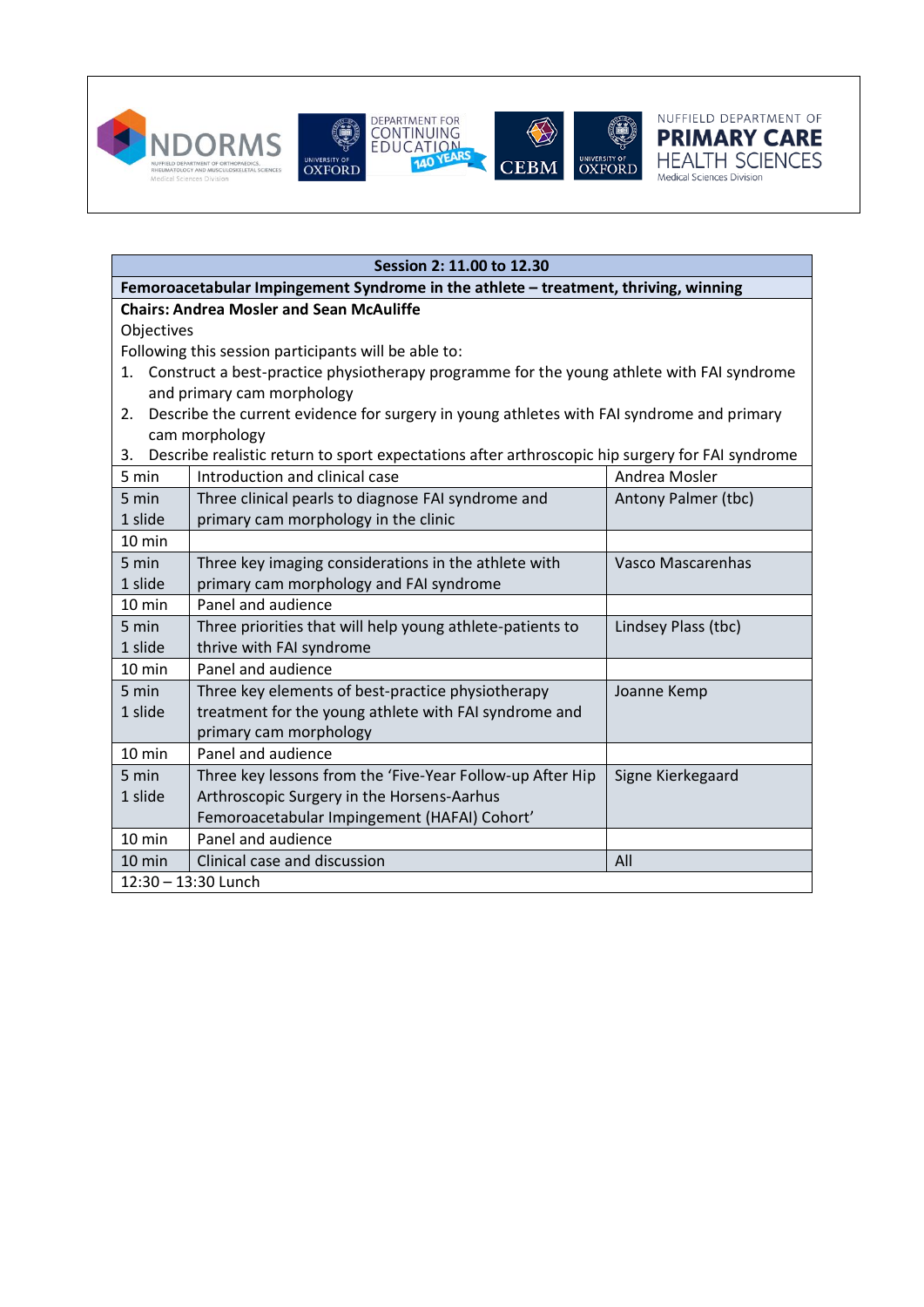| Session 2: 11.00 to 12.30 | | |
|---|---|---|
| **Femoroacetabular Impingement Syndrome in the athlete – treatment, thriving, winning** | | |
| **Chairs: Andrea Mosler and Sean McAuliffe**<br>Objectives<br>Following this session participants will be able to:<br>1. Construct a best-practice physiotherapy programme for the young athlete with FAI syndrome and primary cam morphology<br>2. Describe the current evidence for surgery in young athletes with FAI syndrome and primary cam morphology<br>3. Describe realistic return to sport expectations after arthroscopic hip surgery for FAI syndrome | | |
| 5 min | Introduction and clinical case | Andrea Mosler |
| 5 min<br>1 slide | Three clinical pearls to diagnose FAI syndrome and primary cam morphology in the clinic | Antony Palmer (tbc) |
| 10 min | | |
| 5 min<br>1 slide | Three key imaging considerations in the athlete with primary cam morphology and FAI syndrome | Vasco Mascarenhas |
| 10 min | Panel and audience | |
| 5 min<br>1 slide | Three priorities that will help young athlete-patients to thrive with FAI syndrome | Lindsey Plass (tbc) |
| 10 min | Panel and audience | |
| 5 min<br>1 slide | Three key elements of best-practice physiotherapy treatment for the young athlete with FAI syndrome and primary cam morphology | Joanne Kemp |
| 10 min | Panel and audience | |
| 5 min<br>1 slide | Three key lessons from the 'Five-Year Follow-up After Hip Arthroscopic Surgery in the Horsens-Aarhus Femoroacetabular Impingement (HAFAI) Cohort' | Signe Kierkegaard |
| 10 min | Panel and audience | |
| 10 min | Clinical case and discussion | All |
| 12:30 – 13:30 Lunch | | |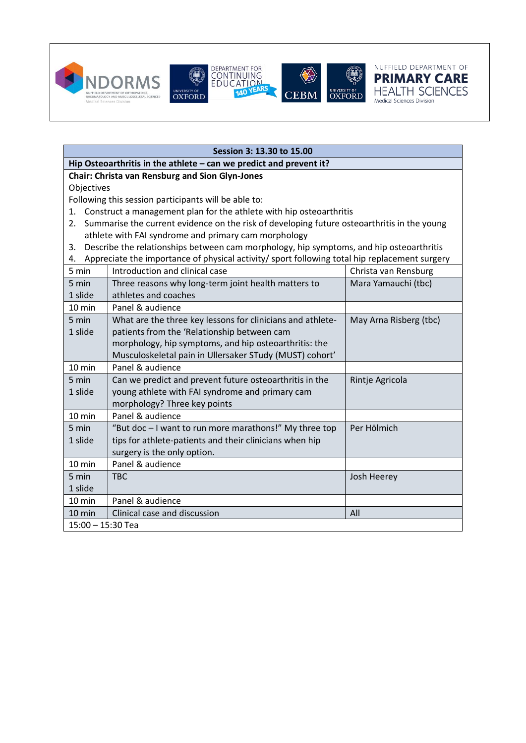| Session 3: 13.30 to 15.00 | | |
|---|---|---|
| **Hip Osteoarthritis in the athlete – can we predict and prevent it?** | | |
| **Chair: Christa van Rensburg and Sion Glyn-Jones**<br>Objectives<br>Following this session participants will be able to:<br>1. Construct a management plan for the athlete with hip osteoarthritis<br>2. Summarise the current evidence on the risk of developing future osteoarthritis in the young athlete with FAI syndrome and primary cam morphology<br>3. Describe the relationships between cam morphology, hip symptoms, and hip osteoarthritis<br>4. Appreciate the importance of physical activity/ sport following total hip replacement surgery | | |
| 5 min | Introduction and clinical case | Christa van Rensburg |
| 5 min<br>1 slide | Three reasons why long-term joint health matters to athletes and coaches | Mara Yamauchi (tbc) |
| 10 min | Panel & audience | |
| 5 min<br>1 slide | What are the three key lessons for clinicians and athlete-patients from the 'Relationship between cam morphology, hip symptoms, and hip osteoarthritis: the Musculoskeletal pain in Ullersaker STudy (MUST) cohort' | May Arna Risberg (tbc) |
| 10 min | Panel & audience | |
| 5 min<br>1 slide | Can we predict and prevent future osteoarthritis in the young athlete with FAI syndrome and primary cam morphology? Three key points | Rintje Agricola |
| 10 min | Panel & audience | |
| 5 min<br>1 slide | "But doc – I want to run more marathons!" My three top tips for athlete-patients and their clinicians when hip surgery is the only option. | Per Hölmich |
| 10 min | Panel & audience | |
| 5 min<br>1 slide | TBC | Josh Heerey |
| 10 min | Panel & audience | |
| 10 min | Clinical case and discussion | All |
| 15:00 – 15:30 Tea | | |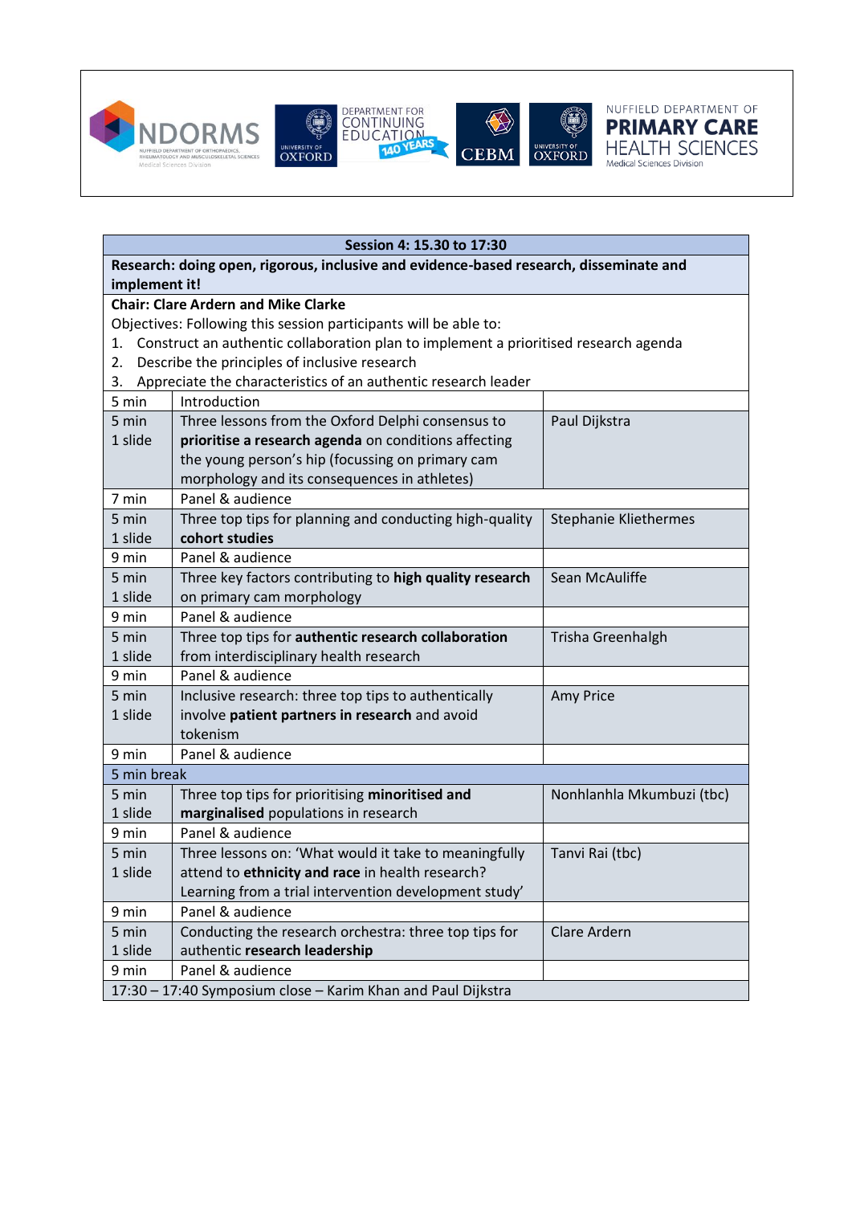| Session 4: 15.30 to 17:30 | | |
|---|---|---|
| **Research: doing open, rigorous, inclusive and evidence-based research, disseminate and implement it!** | | |
| **Chair: Clare Ardern and Mike Clarke**<br>Objectives: Following this session participants will be able to:<br>1. Construct an authentic collaboration plan to implement a prioritised research agenda<br>2. Describe the principles of inclusive research<br>3. Appreciate the characteristics of an authentic research leader | | |
| 5 min | Introduction | |
| 5 min<br>1 slide | Three lessons from the Oxford Delphi consensus to **prioritise a research agenda** on conditions affecting the young person's hip (focussing on primary cam morphology and its consequences in athletes) | Paul Dijkstra |
| 7 min | Panel & audience | |
| 5 min<br>1 slide | Three top tips for planning and conducting high-quality **cohort studies** | Stephanie Kliethermes |
| 9 min | Panel & audience | |
| 5 min<br>1 slide | Three key factors contributing to **high quality research** on primary cam morphology | Sean McAuliffe |
| 9 min | Panel & audience | |
| 5 min<br>1 slide | Three top tips for **authentic research collaboration** from interdisciplinary health research | Trisha Greenhalgh |
| 9 min | Panel & audience | |
| 5 min<br>1 slide | Inclusive research: three top tips to authentically involve **patient partners in research** and avoid tokenism | Amy Price |
| 9 min | Panel & audience | |
| 5 min break | | |
| 5 min<br>1 slide | Three top tips for prioritising **minoritised and marginalised** populations in research | Nonhlanhla Mkumbuzi (tbc) |
| 9 min | Panel & audience | |
| 5 min<br>1 slide | Three lessons on: 'What would it take to meaningfully attend to **ethnicity and race** in health research? Learning from a trial intervention development study' | Tanvi Rai (tbc) |
| 9 min | Panel & audience | |
| 5 min<br>1 slide | Conducting the research orchestra: three top tips for authentic **research leadership** | Clare Ardern |
| 9 min | Panel & audience | |
| 17:30 – 17:40 Symposium close – Karim Khan and Paul Dijkstra | | |